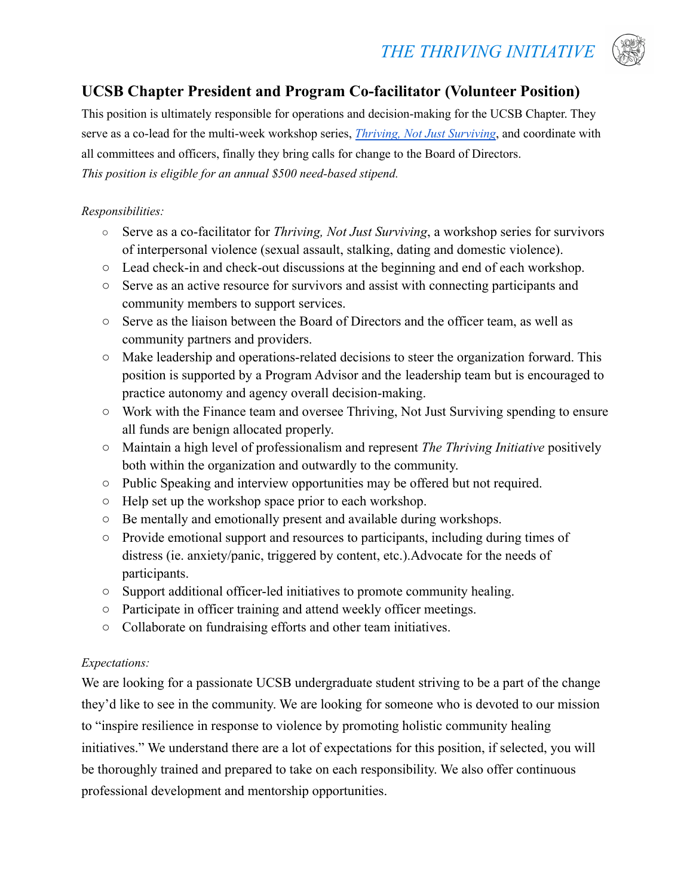*THE THRIVING INITIATIVE*

## UCSB Chapter President and Program Co-facilitator (Volunteer Position)

This position is ultimately responsible for operations and decision-making for the UCSB Chapter. They serve as a co-lead for the multi-week workshop series, *Thriving, Not Just Surviving*, and coordinate with all committees and officers, finally they bring calls for change to the Board of Directors.
*This position is eligible for an annual $500 need-based stipend.*

*Responsibilities:*

- Serve as a co-facilitator for *Thriving, Not Just Surviving*, a workshop series for survivors of interpersonal violence (sexual assault, stalking, dating and domestic violence).
- Lead check-in and check-out discussions at the beginning and end of each workshop.
- Serve as an active resource for survivors and assist with connecting participants and community members to support services.
- Serve as the liaison between the Board of Directors and the officer team, as well as community partners and providers.
- Make leadership and operations-related decisions to steer the organization forward. This position is supported by a Program Advisor and the leadership team but is encouraged to practice autonomy and agency overall decision-making.
- Work with the Finance team and oversee Thriving, Not Just Surviving spending to ensure all funds are benign allocated properly.
- Maintain a high level of professionalism and represent *The Thriving Initiative* positively both within the organization and outwardly to the community.
- Public Speaking and interview opportunities may be offered but not required.
- Help set up the workshop space prior to each workshop.
- Be mentally and emotionally present and available during workshops.
- Provide emotional support and resources to participants, including during times of distress (ie. anxiety/panic, triggered by content, etc.).Advocate for the needs of participants.
- Support additional officer-led initiatives to promote community healing.
- Participate in officer training and attend weekly officer meetings.
- Collaborate on fundraising efforts and other team initiatives.

*Expectations:*

We are looking for a passionate UCSB undergraduate student striving to be a part of the change they'd like to see in the community. We are looking for someone who is devoted to our mission to "inspire resilience in response to violence by promoting holistic community healing initiatives." We understand there are a lot of expectations for this position, if selected, you will be thoroughly trained and prepared to take on each responsibility. We also offer continuous professional development and mentorship opportunities.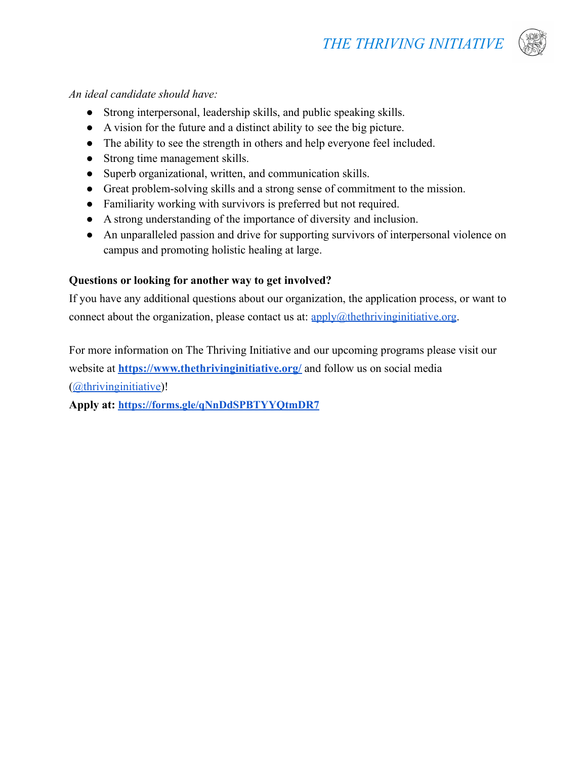*An ideal candidate should have:*

- Strong interpersonal, leadership skills, and public speaking skills.
- A vision for the future and a distinct ability to see the big picture.
- The ability to see the strength in others and help everyone feel included.
- Strong time management skills.
- Superb organizational, written, and communication skills.
- Great problem-solving skills and a strong sense of commitment to the mission.
- Familiarity working with survivors is preferred but not required.
- A strong understanding of the importance of diversity and inclusion.
- An unparalleled passion and drive for supporting survivors of interpersonal violence on campus and promoting holistic healing at large.

**Questions or looking for another way to get involved?**

If you have any additional questions about our organization, the application process, or want to connect about the organization, please contact us at: apply@thethrivinginitiative.org.

For more information on The Thriving Initiative and our upcoming programs please visit our website at **https://www.thethrivinginitiative.org/** and follow us on social media (@thrivinginitiative)!

**Apply at: https://forms.gle/qNnDdSPBTYYQtmDR7**